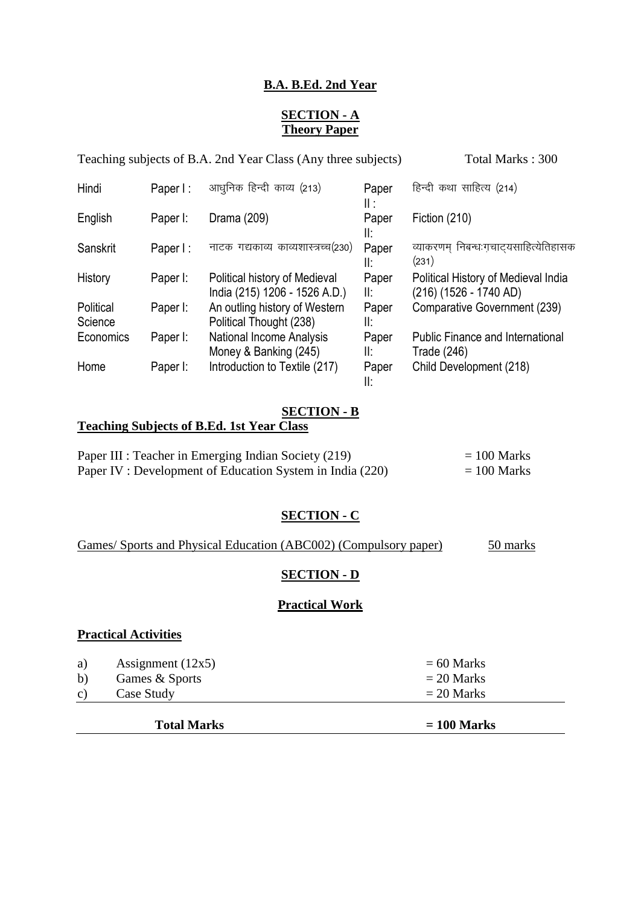# B.A. B.Ed. 2nd Year

## SECTION - A
## Theory Paper

Teaching subjects of B.A. 2nd Year Class (Any three subjects) Total Marks : 300

| Subject | Paper | Title | Paper | Title |
|---|---|---|---|---|
| Hindi | Paper I : | आधुनिक हिन्दी काव्य (213) | Paper II : | हिन्दी कथा साहित्य (214) |
| English | Paper I: | Drama (209) | Paper II: | Fiction (210) |
| Sanskrit | Paper I : | नाटक गद्यकाव्य काव्यशास्त्रच्च(230) | Paper II: | व्याकरणम् निबन्धःग़चाट्यसाहित्येतिहासक (231) |
| History | Paper I: | Political history of Medieval India (215) 1206 - 1526 A.D.) | Paper II: | Political History of Medieval India (216) (1526 - 1740 AD) |
| Political Science | Paper I: | An outling history of Western Political Thought (238) | Paper II: | Comparative Government (239) |
| Economics | Paper I: | National Income Analysis Money & Banking (245) | Paper II: | Public Finance and International Trade (246) |
| Home | Paper I: | Introduction to Textile (217) | Paper II: | Child Development (218) |

## SECTION - B
### Teaching Subjects of B.Ed. 1st Year Class

Paper III : Teacher in Emerging Indian Society (219) = 100 Marks
Paper IV : Development of Education System in India (220) = 100 Marks

## SECTION - C

Games/ Sports and Physical Education (ABC002) (Compulsory paper) 50 marks

## SECTION - D

## Practical Work

### Practical Activities

| | Activity | Marks |
|---|---|---|
| a) | Assignment (12x5) | = 60 Marks |
| b) | Games & Sports | = 20 Marks |
| c) | Case Study | = 20 Marks |
| | **Total Marks** | **= 100 Marks** |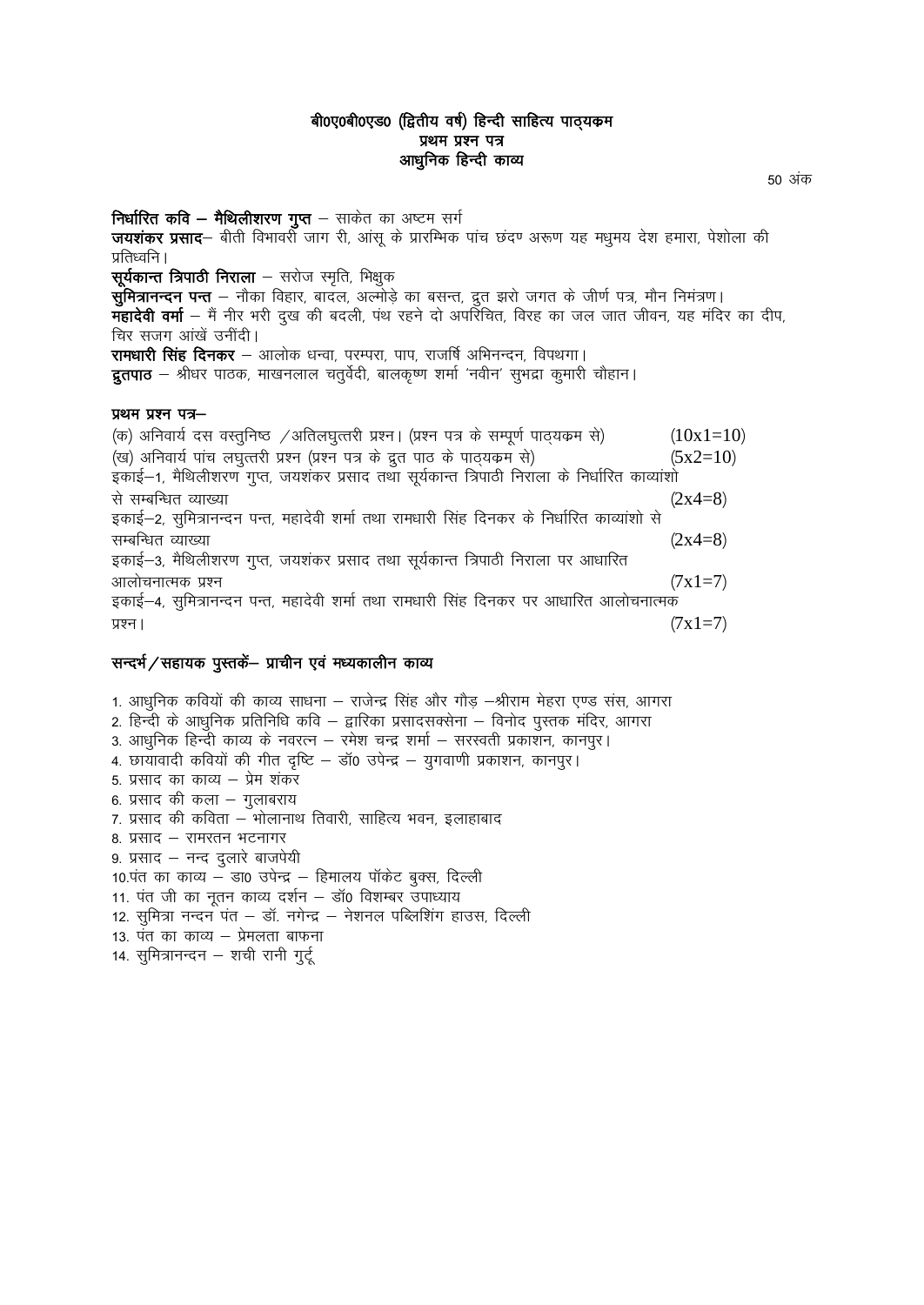## बी0ए0बी0एड0 (द्वितीय वर्ष) हिन्दी साहित्य पाठ्यक्रम
## प्रथम प्रश्न पत्र
## आधुनिक हिन्दी काव्य

50 अंक

**निर्धारित कवि – मैथिलीशरण गुप्त** – साकेत का अष्टम सर्ग
**जयशंकर प्रसाद**– बीती विभावरी जाग री, आंसू के प्रारम्भिक पांच छंदण अरूण यह मधुमय देश हमारा, पेशोला की प्रतिध्वनि।
**सूर्यकान्त त्रिपाठी निराला** – सरोज स्मृति, भिक्षुक
**सुमित्रानन्दन पन्त** – नौका विहार, बादल, अल्मोड़े का बसन्त, द्रुत झरो जगत के जीर्ण पत्र, मौन निमंत्रण।
**महादेवी वर्मा** – मैं नीर भरी दुख की बदली, पंथ रहने दो अपरिचित, विरह का जल जात जीवन, यह मंदिर का दीप, चिर सजग आंखें उनींदी।
**रामधारी सिंह दिनकर** – आलोक धन्वा, परम्परा, पाप, राजर्षि अभिनन्दन, विपथगा।
**द्रुतपाठ** – श्रीधर पाठक, माखनलाल चतुर्वेदी, बालकृष्ण शर्मा 'नवीन' सुभद्रा कुमारी चौहान।

**प्रथम प्रश्न पत्र–**

(क) अनिवार्य दस वस्तुनिष्ठ /अतिलघुत्तरी प्रश्न। (प्रश्न पत्र के सम्पूर्ण पाठ्यक्रम से) (10x1=10)
(ख) अनिवार्य पांच लघुत्तरी प्रश्न (प्रश्न पत्र के द्रुत पाठ के पाठ्यक्रम से) (5x2=10)
इकाई–1, मैथिलीशरण गुप्त, जयशंकर प्रसाद तथा सूर्यकान्त त्रिपाठी निराला के निर्धारित काव्यांशो से सम्बन्धित व्याख्या (2x4=8)
इकाई–2, सुमित्रानन्दन पन्त, महादेवी शर्मा तथा रामधारी सिंह दिनकर के निर्धारित काव्यांशो से सम्बन्धित व्याख्या (2x4=8)
इकाई–3, मैथिलीशरण गुप्त, जयशंकर प्रसाद तथा सूर्यकान्त त्रिपाठी निराला पर आधारित आलोचनात्मक प्रश्न (7x1=7)
इकाई–4, सुमित्रानन्दन पन्त, महादेवी शर्मा तथा रामधारी सिंह दिनकर पर आधारित आलोचनात्मक प्रश्न। (7x1=7)

### सन्दर्भ/सहायक पुस्तकें– प्राचीन एवं मध्यकालीन काव्य

1. आधुनिक कवियों की काव्य साधना – राजेन्द्र सिंह और गौड़ –श्रीराम मेहरा एण्ड संस, आगरा
2. हिन्दी के आधुनिक प्रतिनिधि कवि – द्वारिका प्रसादसक्सेना – विनोद पुस्तक मंदिर, आगरा
3. आधुनिक हिन्दी काव्य के नवरत्न – रमेश चन्द्र शर्मा – सरस्वती प्रकाशन, कानपुर।
4. छायावादी कवियों की गीत दृष्टि – डॉ0 उपेन्द्र – युगवाणी प्रकाशन, कानपुर।
5. प्रसाद का काव्य – प्रेम शंकर
6. प्रसाद की कला – गुलाबराय
7. प्रसाद की कविता – भोलानाथ तिवारी, साहित्य भवन, इलाहाबाद
8. प्रसाद – रामरतन भटनागर
9. प्रसाद – नन्द दुलारे बाजपेयी
10. पंत का काव्य – डा0 उपेन्द्र – हिमालय पॉकेट बुक्स, दिल्ली
11. पंत जी का नूतन काव्य दर्शन – डॉ0 विशम्बर उपाध्याय
12. सुमित्रा नन्दन पंत – डॉ. नगेन्द्र – नेशनल पब्लिशिंग हाउस, दिल्ली
13. पंत का काव्य – प्रेमलता बाफना
14. सुमित्रानन्दन – शची रानी गुर्टू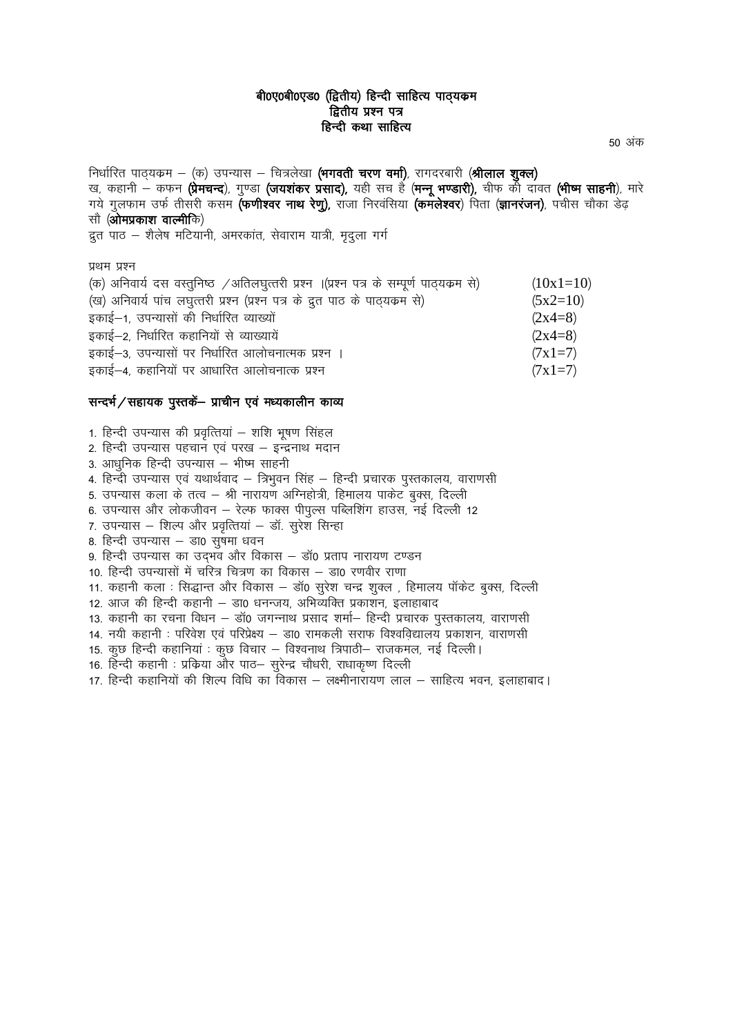**बी0ए0बी0एड0 (द्वितीय) हिन्दी साहित्य पाठ्यक्रम**
**द्वितीय प्रश्न पत्र**
**हिन्दी कथा साहित्य**

50 अंक

निर्धारित पाठ्यक्रम – (क) उपन्यास – चित्रलेखा **(भगवती चरण वर्मा)**, रागदरबारी (**श्रीलाल शुक्ल)**
ख, कहानी – कफन **(प्रेमचन्द**), गुण्डा **(जयशंकर प्रसाद),** यही सच है (**मन्नू भण्डारी),** चीफ की दावत **(भीष्म साहनी**), मारे गये गुलफाम उर्फ तीसरी कसम **(फणीश्वर नाथ रेणु),** राजा निरवंसिया **(कमलेश्वर**) पिता (**ज्ञानरंजन)**, पचीस चौका डेढ़ सौ (**ओमप्रकाश वाल्मीकि**)
द्रुत पाठ – शैलेष मटियानी, अमरकांत, सेवाराम यात्री, मृदुला गर्ग

प्रथम प्रश्न

| | |
|---|---|
| (क) अनिवार्य दस वस्तुनिष्ठ /अतिलघुत्तरी प्रश्न ।(प्रश्न पत्र के सम्पूर्ण पाठ्यक्रम से) | (10x1=10) |
| (ख) अनिवार्य पांच लघुत्तरी प्रश्न (प्रश्न पत्र के द्रुत पाठ के पाठ्यक्रम से) | (5x2=10) |
| इकाई–1, उपन्यासों की निर्धारित व्याख्यों | (2x4=8) |
| इकाई–2, निर्धारित कहानियों से व्याख्यायें | (2x4=8) |
| इकाई–3, उपन्यासों पर निर्धारित आलोचनात्मक प्रश्न । | (7x1=7) |
| इकाई–4, कहानियों पर आधारित आलोचनात्क प्रश्न | (7x1=7) |

## सन्दर्भ/सहायक पुस्तकें– प्राचीन एवं मध्यकालीन काव्य

1. हिन्दी उपन्यास की प्रवृत्तियां – शशि भूषण सिंहल
2. हिन्दी उपन्यास पहचान एवं परख – इन्द्रनाथ मदान
3. आधुनिक हिन्दी उपन्यास – भीष्म साहनी
4. हिन्दी उपन्यास एवं यथार्थवाद – त्रिभुवन सिंह – हिन्दी प्रचारक पुस्तकालय, वाराणसी
5. उपन्यास कला के तत्व – श्री नारायण अग्निहोत्री, हिमालय पाकेट बुक्स, दिल्ली
6. उपन्यास और लोकजीवन – रेल्फ फाक्स पीपुल्स पब्लिशिंग हाउस, नई दिल्ली 12
7. उपन्यास – शिल्प और प्रवृत्तियां – डॉ. सुरेश सिन्हा
8. हिन्दी उपन्यास – डा0 सुषमा धवन
9. हिन्दी उपन्यास का उद्भव और विकास – डॉ0 प्रताप नारायण टण्डन
10. हिन्दी उपन्यासों में चरित्र चित्रण का विकास – डा0 रणवीर राणा
11. कहानी कला : सिद्धान्त और विकास – डॉ0 सुरेश चन्द्र शुक्ल , हिमालय पॉकेट बुक्स, दिल्ली
12. आज की हिन्दी कहानी – डा0 धनन्जय, अभिव्यक्ति प्रकाशन, इलाहाबाद
13. कहानी का रचना विधन – डॉ0 जगन्नाथ प्रसाद शर्मा– हिन्दी प्रचारक पुस्तकालय, वाराणसी
14. नयी कहानी : परिवेश एवं परिप्रेक्ष्य – डा0 रामकली सराफ विश्वविद्यालय प्रकाशन, वाराणसी
15. कुछ हिन्दी कहानियां : कुछ विचार – विश्वनाथ त्रिपाठी– राजकमल, नई दिल्ली।
16. हिन्दी कहानी : प्रक्रिया और पाठ– सुरेन्द्र चौधरी, राधाकृष्ण दिल्ली
17. हिन्दी कहानियों की शिल्प विधि का विकास – लक्ष्मीनारायण लाल – साहित्य भवन, इलाहाबाद।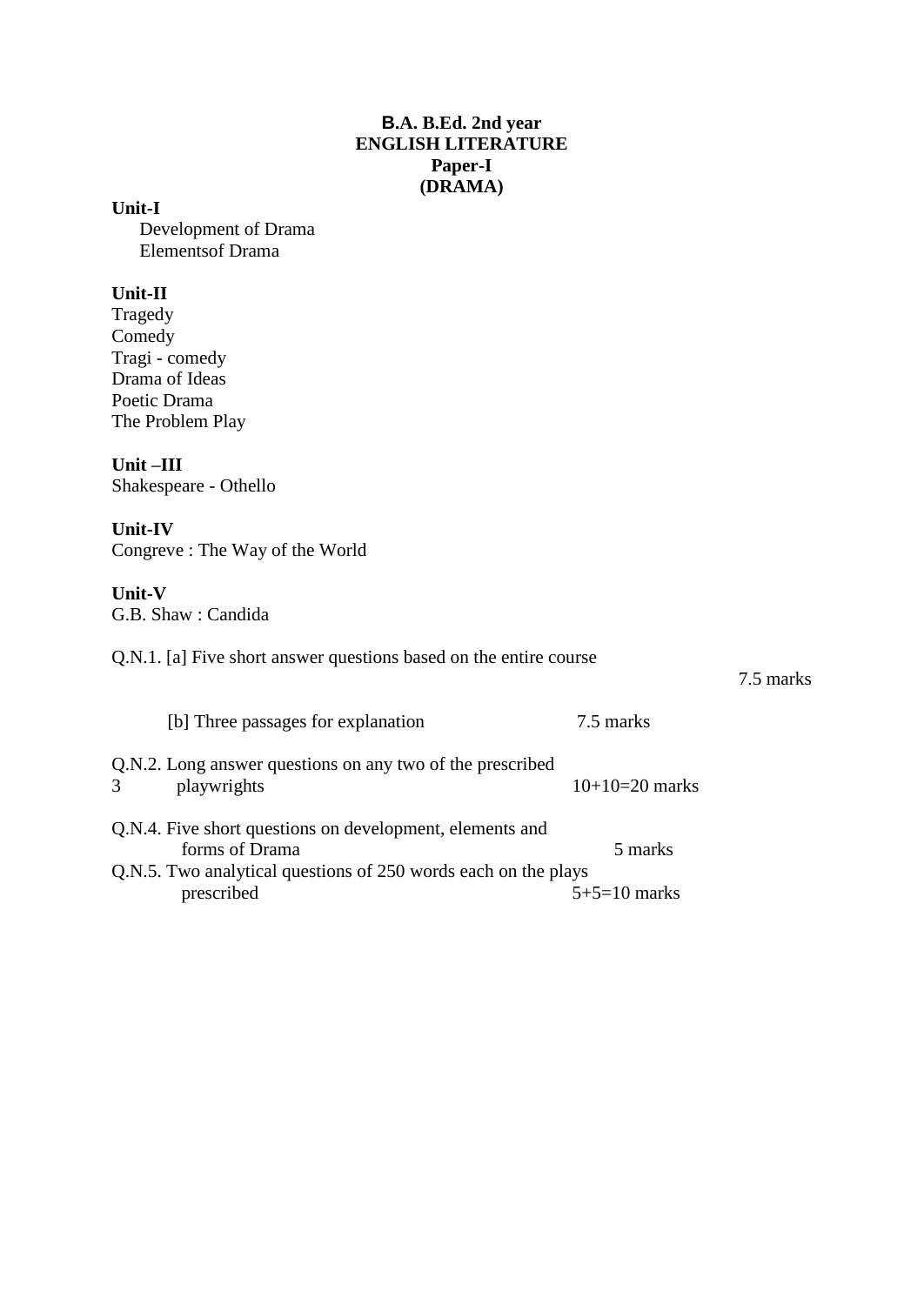**B.A. B.Ed. 2nd year**
**ENGLISH LITERATURE**
**Paper-I**
**(DRAMA)**

**Unit-I**

Development of Drama
Elementsof Drama

**Unit-II**

Tragedy
Comedy
Tragi - comedy
Drama of Ideas
Poetic Drama
The Problem Play

**Unit –III**

Shakespeare - Othello

**Unit-IV**

Congreve : The Way of the World

**Unit-V**

G.B. Shaw : Candida

Q.N.1. [a] Five short answer questions based on the entire course 7.5 marks

[b] Three passages for explanation 7.5 marks

Q.N.2. Long answer questions on any two of the prescribed
3 playwrights 10+10=20 marks

Q.N.4. Five short questions on development, elements and forms of Drama 5 marks

Q.N.5. Two analytical questions of 250 words each on the plays prescribed 5+5=10 marks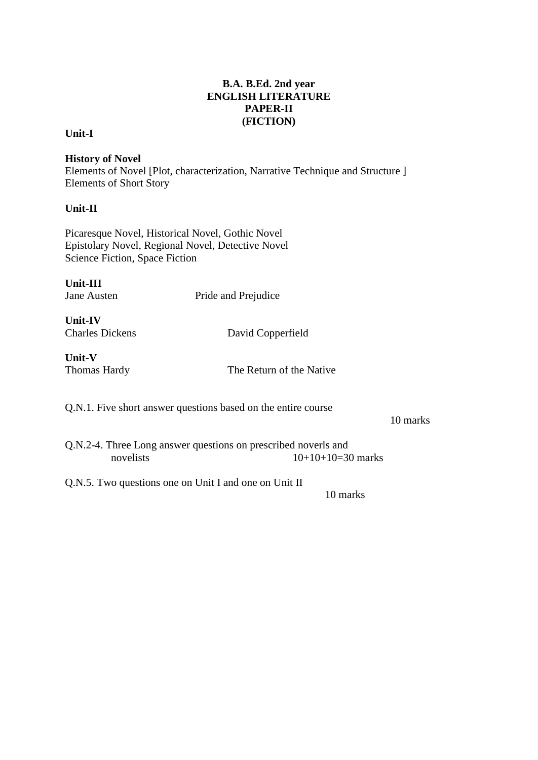**B.A. B.Ed. 2nd year**
**ENGLISH LITERATURE**
**PAPER-II**
**(FICTION)**

**Unit-I**

**History of Novel**
Elements of Novel [Plot, characterization, Narrative Technique and Structure ]
Elements of Short Story

**Unit-II**

Picaresque Novel, Historical Novel, Gothic Novel
Epistolary Novel, Regional Novel, Detective Novel
Science Fiction, Space Fiction

**Unit-III**
Jane Austen Pride and Prejudice

**Unit-IV**
Charles Dickens David Copperfield

**Unit-V**
Thomas Hardy The Return of the Native

Q.N.1. Five short answer questions based on the entire course
10 marks

Q.N.2-4. Three Long answer questions on prescribed noverls and novelists 10+10+10=30 marks

Q.N.5. Two questions one on Unit I and one on Unit II
10 marks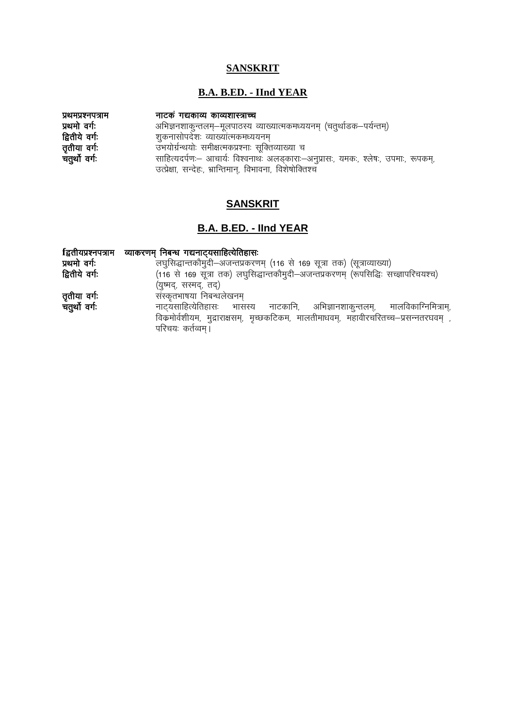# SANSKRIT

## B.A. B.ED. - IInd YEAR

| | |
|---|---|
| **प्रथमप्रश्नपत्राम** | **नाटकं गद्यकाव्य काव्यशास्त्राच्च** |
| **प्रथमो वर्गः** | अभिज्ञनशाकुन्तलम्–मूलपाठस्य व्याख्यात्मकमध्ययनम् (चतुर्थाडक–पर्यन्तम्) |
| **द्वितीये वर्गः** | शुकनासोपदेशः व्याख्यात्मकमध्ययनम् |
| **तृतीया वर्गः** | उभयोर्ग्रन्थयोः समीक्षत्मकप्रश्नाः सूक्तिव्याख्या च |
| **चतुर्थो वर्गः** | साहित्यदर्पणः– आचार्यः विश्वनाथः अलड्कारा–अनुप्रासः, यमकः, श्लेषः, उपमाः, रूपकम्, उत्प्रेक्षा, सन्देहः, भ्रान्तिमान्, विभावना, विशेषोक्तिश्च |

# SANSKRIT

## B.A. B.ED. - IInd YEAR

| | |
|---|---|
| **द्वितीयप्रश्नपत्राम** | **व्याकरणम् निबन्ध गद्यनाट्यसाहित्येतिहासः** |
| **प्रथमो वर्गः** | लघुसिद्धान्तकौमुदी–अजन्तप्रकरणम् (116 से 169 सूत्रा तक) (सूत्राव्याख्या) |
| **द्वितीये वर्गः** | (116 से 169 सूत्रा तक) लघुसिद्धान्तकौमुदी–अजन्तप्रकरणम् (रूपसिद्धिः सच्ज्ञापरिचयश्च) (युष्मद्, सस्मद्, तद्) |
| **तृतीया वर्गः** | संस्कृतभाषया निबन्धलेखनम् |
| **चतुर्थो वर्गः** | नाट्यसाहित्येतिहासः भासस्य नाटकानि, अभिज्ञानशाकुन्तलम्, मालविकाग्निमित्राम्, विक्रमोर्वशीयम, मुद्राराक्षसम्, मृच्छकटिकम, मालतीमाधवम्, महावीरचरितच्च–प्रसन्नतरघवम् , परिचयः कर्तव्वम्। |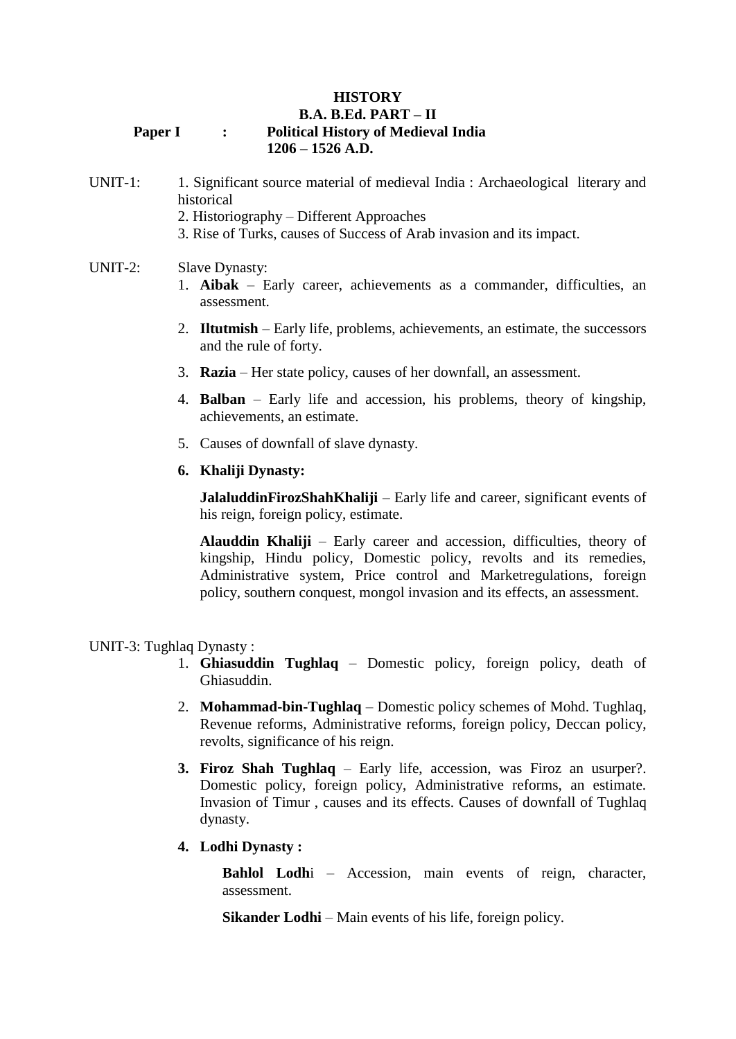**HISTORY**

**B.A. B.Ed. PART – II**

**Paper I : Political History of Medieval India 1206 – 1526 A.D.**

UNIT-1:

1. Significant source material of medieval India : Archaeological literary and historical
2. Historiography – Different Approaches
3. Rise of Turks, causes of Success of Arab invasion and its impact.

UNIT-2: Slave Dynasty:

1. **Aibak** – Early career, achievements as a commander, difficulties, an assessment.
2. **Iltutmish** – Early life, problems, achievements, an estimate, the successors and the rule of forty.
3. **Razia** – Her state policy, causes of her downfall, an assessment.
4. **Balban** – Early life and accession, his problems, theory of kingship, achievements, an estimate.
5. Causes of downfall of slave dynasty.
6. **Khaliji Dynasty:**

   **JalaluddinFirozShahKhaliji** – Early life and career, significant events of his reign, foreign policy, estimate.

   **Alauddin Khaliji** – Early career and accession, difficulties, theory of kingship, Hindu policy, Domestic policy, revolts and its remedies, Administrative system, Price control and Marketregulations, foreign policy, southern conquest, mongol invasion and its effects, an assessment.

UNIT-3: Tughlaq Dynasty :

1. **Ghiasuddin Tughlaq** – Domestic policy, foreign policy, death of Ghiasuddin.
2. **Mohammad-bin-Tughlaq** – Domestic policy schemes of Mohd. Tughlaq, Revenue reforms, Administrative reforms, foreign policy, Deccan policy, revolts, significance of his reign.
3. **Firoz Shah Tughlaq** – Early life, accession, was Firoz an usurper?. Domestic policy, foreign policy, Administrative reforms, an estimate. Invasion of Timur , causes and its effects. Causes of downfall of Tughlaq dynasty.
4. **Lodhi Dynasty :**

   **Bahlol Lodh**i – Accession, main events of reign, character, assessment.

   **Sikander Lodhi** – Main events of his life, foreign policy.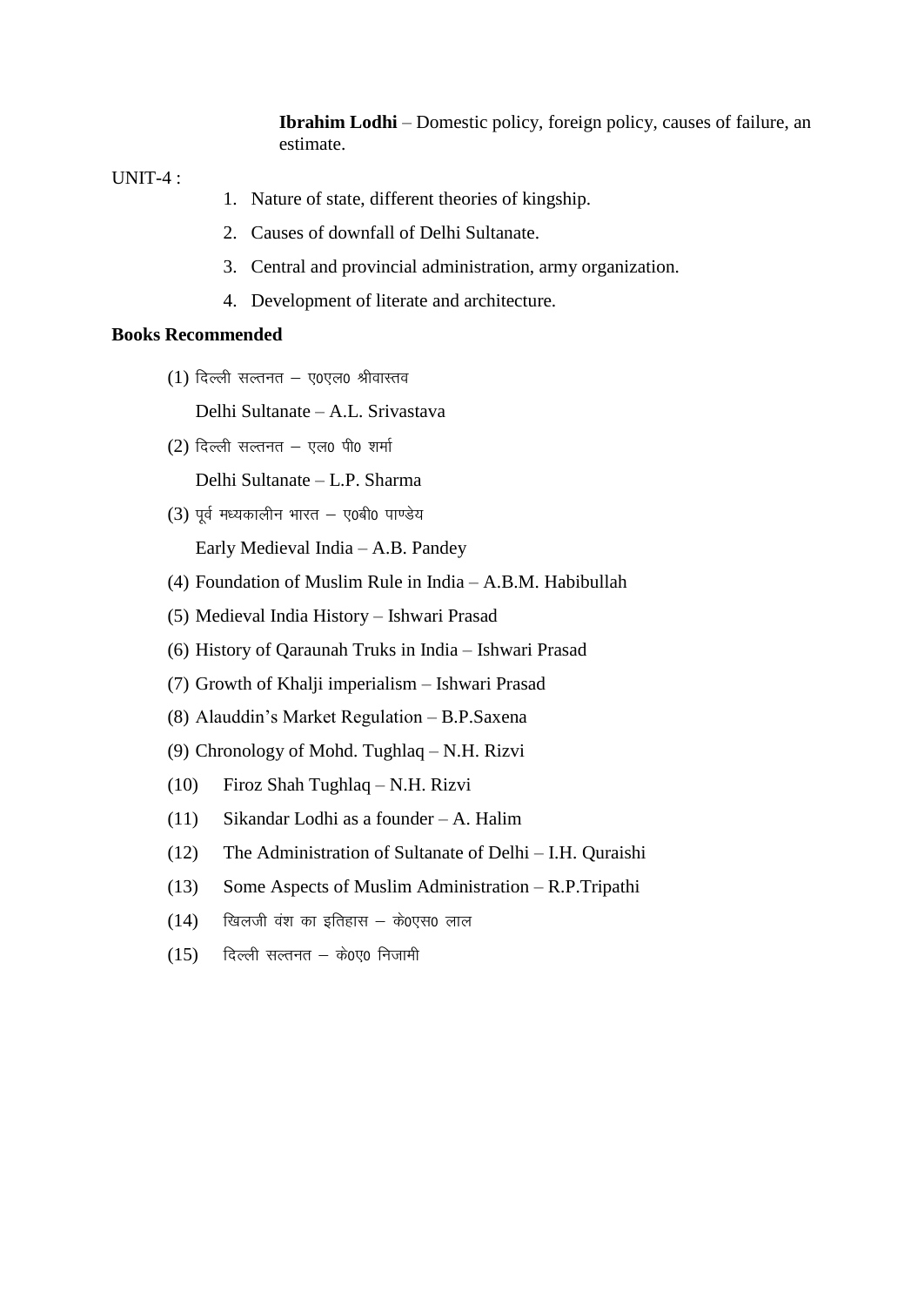**Ibrahim Lodhi** – Domestic policy, foreign policy, causes of failure, an estimate.

UNIT-4 :

1. Nature of state, different theories of kingship.
2. Causes of downfall of Delhi Sultanate.
3. Central and provincial administration, army organization.
4. Development of literate and architecture.

**Books Recommended**

(1) दिल्ली सल्तनत – ए0एल0 श्रीवास्तव

Delhi Sultanate – A.L. Srivastava

(2) दिल्ली सल्तनत – एल0 पी0 शर्मा

Delhi Sultanate – L.P. Sharma

(3) पूर्व मध्यकालीन भारत – ए0बी0 पाण्डेय

Early Medieval India – A.B. Pandey

(4) Foundation of Muslim Rule in India – A.B.M. Habibullah

(5) Medieval India History – Ishwari Prasad

(6) History of Qaraunah Truks in India – Ishwari Prasad

(7) Growth of Khalji imperialism – Ishwari Prasad

(8) Alauddin's Market Regulation – B.P.Saxena

(9) Chronology of Mohd. Tughlaq – N.H. Rizvi

(10) Firoz Shah Tughlaq – N.H. Rizvi

(11) Sikandar Lodhi as a founder – A. Halim

(12) The Administration of Sultanate of Delhi – I.H. Quraishi

(13) Some Aspects of Muslim Administration – R.P.Tripathi

(14) खिलजी वंश का इतिहास – के0एस0 लाल

(15) दिल्ली सल्तनत – के0ए0 निजामी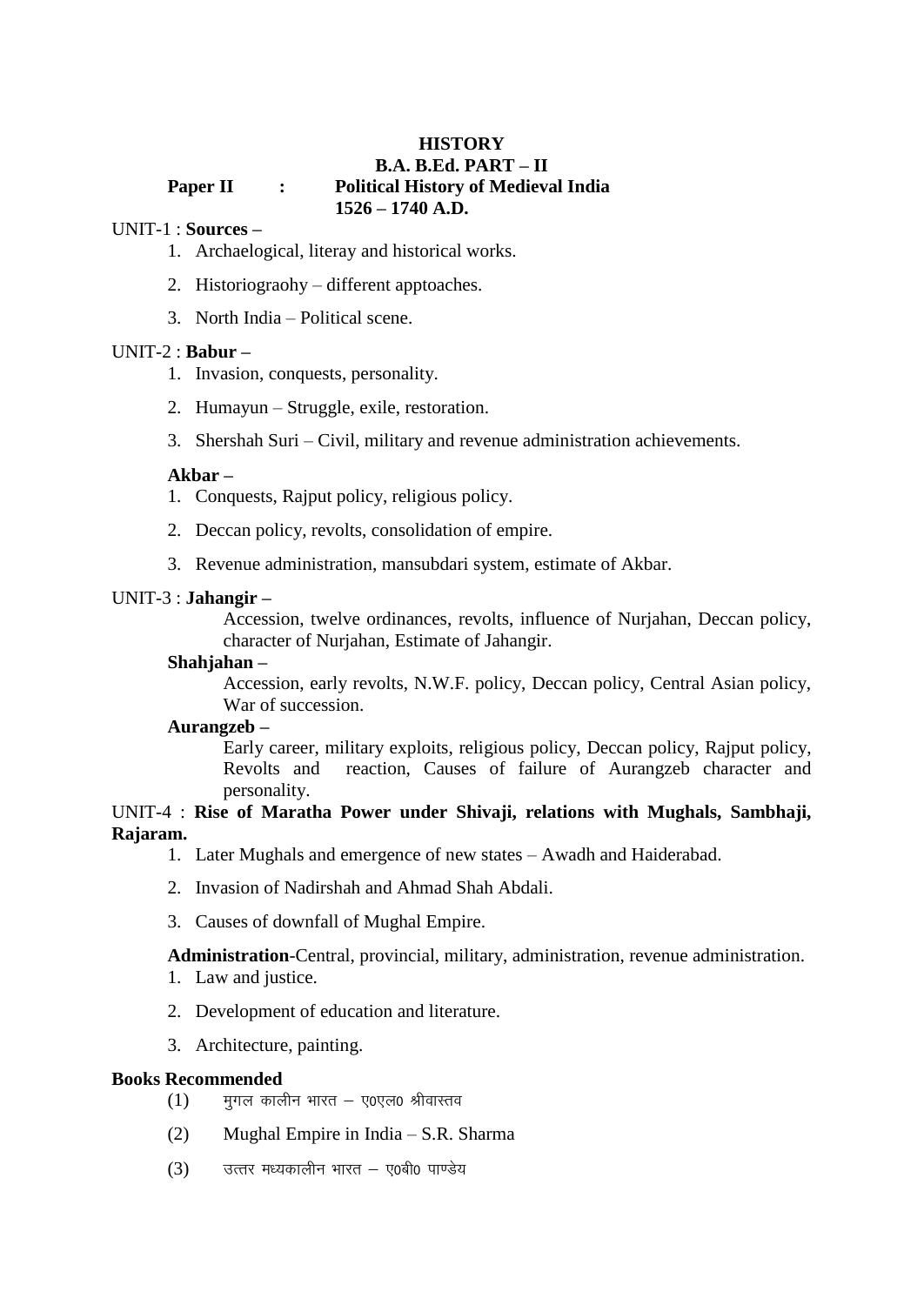# HISTORY

## B.A. B.Ed. PART – II

**Paper II : Political History of Medieval India 1526 – 1740 A.D.**

UNIT-1 : **Sources –**

1. Archaelogical, literay and historical works.
2. Historiograohy – different apptoaches.
3. North India – Political scene.

UNIT-2 : **Babur –**

1. Invasion, conquests, personality.
2. Humayun – Struggle, exile, restoration.
3. Shershah Suri – Civil, military and revenue administration achievements.

**Akbar –**

1. Conquests, Rajput policy, religious policy.
2. Deccan policy, revolts, consolidation of empire.
3. Revenue administration, mansubdari system, estimate of Akbar.

UNIT-3 : **Jahangir –**

Accession, twelve ordinances, revolts, influence of Nurjahan, Deccan policy, character of Nurjahan, Estimate of Jahangir.

**Shahjahan –**

Accession, early revolts, N.W.F. policy, Deccan policy, Central Asian policy, War of succession.

**Aurangzeb –**

Early career, military exploits, religious policy, Deccan policy, Rajput policy, Revolts and reaction, Causes of failure of Aurangzeb character and personality.

UNIT-4 : **Rise of Maratha Power under Shivaji, relations with Mughals, Sambhaji, Rajaram.**

1. Later Mughals and emergence of new states – Awadh and Haiderabad.
2. Invasion of Nadirshah and Ahmad Shah Abdali.
3. Causes of downfall of Mughal Empire.

**Administration**-Central, provincial, military, administration, revenue administration.

1. Law and justice.
2. Development of education and literature.
3. Architecture, painting.

**Books Recommended**

(1) मुगल कालीन भारत – ए०एल० श्रीवास्तव

(2) Mughal Empire in India – S.R. Sharma

(3) उत्तर मध्यकालीन भारत – ए०बी० पाण्डेय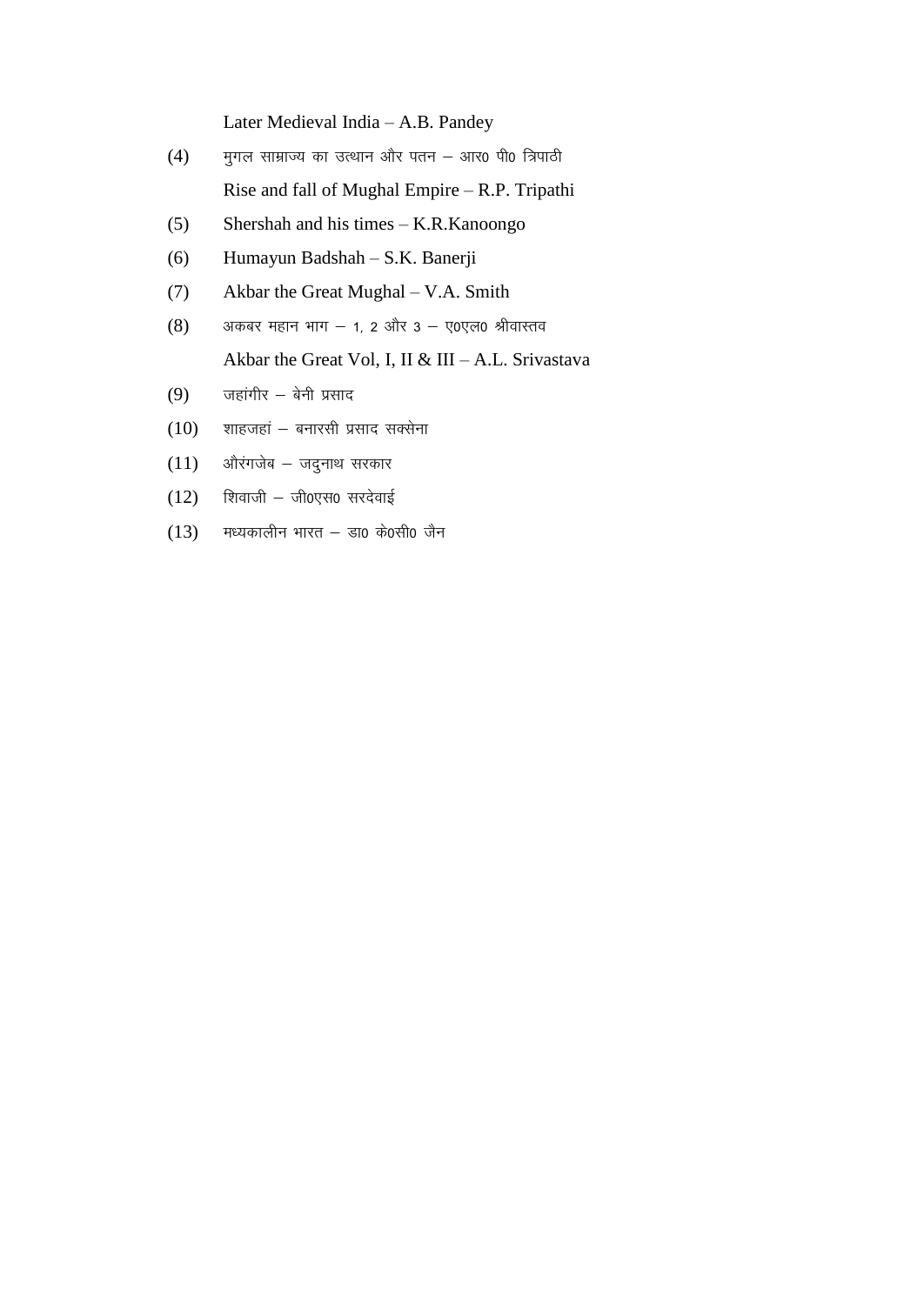Later Medieval India – A.B. Pandey

(4) मुगल साम्राज्य का उत्थान और पतन – आर0 पी0 त्रिपाठी

Rise and fall of Mughal Empire – R.P. Tripathi

(5) Shershah and his times – K.R.Kanoongo

(6) Humayun Badshah – S.K. Banerji

(7) Akbar the Great Mughal – V.A. Smith

(8) अकबर महान भाग – 1, 2 और 3 – ए0एल0 श्रीवास्तव

Akbar the Great Vol, I, II & III – A.L. Srivastava

(9) जहांगीर – बेनी प्रसाद

(10) शाहजहां – बनारसी प्रसाद सक्सेना

(11) औरंगजेब – जदुनाथ सरकार

(12) शिवाजी – जी0एस0 सरदेवाई

(13) मध्यकालीन भारत – डा0 के0सी0 जैन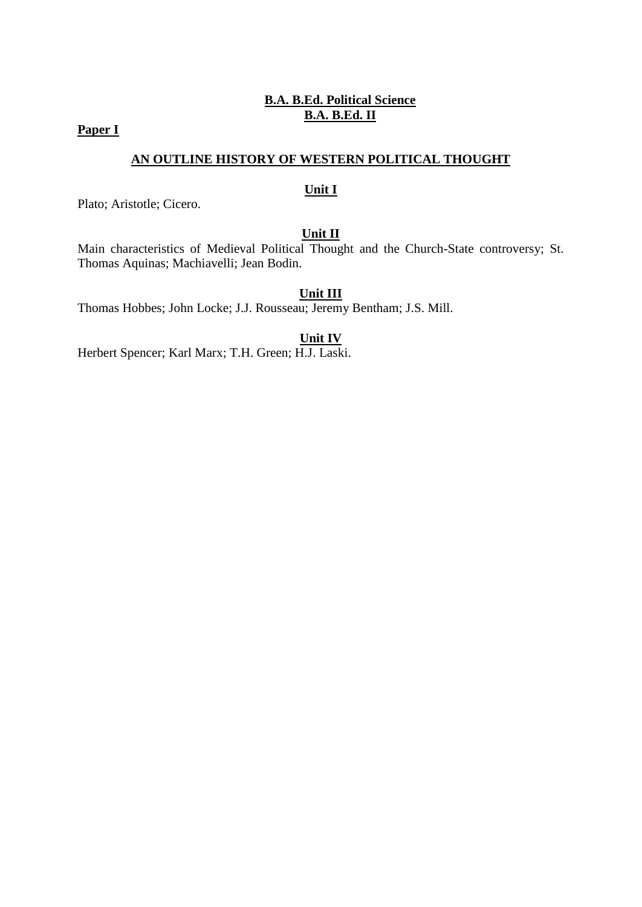**B.A. B.Ed. Political Science**
**B.A. B.Ed. II**

**Paper I**

## AN OUTLINE HISTORY OF WESTERN POLITICAL THOUGHT

### Unit I

Plato; Aristotle; Cicero.

### Unit II

Main characteristics of Medieval Political Thought and the Church-State controversy; St. Thomas Aquinas; Machiavelli; Jean Bodin.

### Unit III

Thomas Hobbes; John Locke; J.J. Rousseau; Jeremy Bentham; J.S. Mill.

### Unit IV

Herbert Spencer; Karl Marx; T.H. Green; H.J. Laski.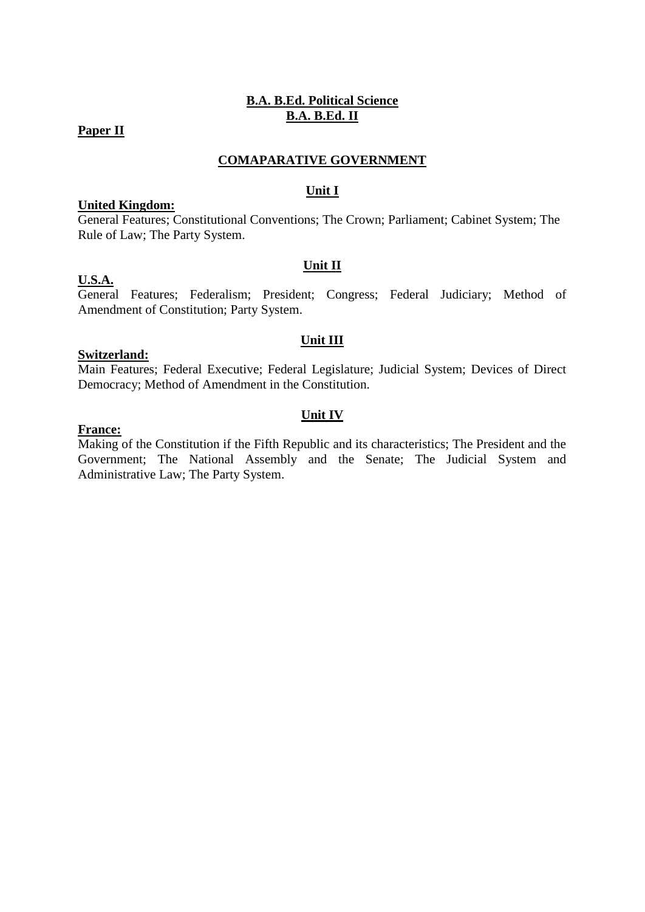**B.A. B.Ed. Political Science**
**B.A. B.Ed. II**

**Paper II**

## COMAPARATIVE GOVERNMENT

### Unit I

**United Kingdom:**
General Features; Constitutional Conventions; The Crown; Parliament; Cabinet System; The Rule of Law; The Party System.

### Unit II

**U.S.A.**
General Features; Federalism; President; Congress; Federal Judiciary; Method of Amendment of Constitution; Party System.

### Unit III

**Switzerland:**
Main Features; Federal Executive; Federal Legislature; Judicial System; Devices of Direct Democracy; Method of Amendment in the Constitution.

### Unit IV

**France:**
Making of the Constitution if the Fifth Republic and its characteristics; The President and the Government; The National Assembly and the Senate; The Judicial System and Administrative Law; The Party System.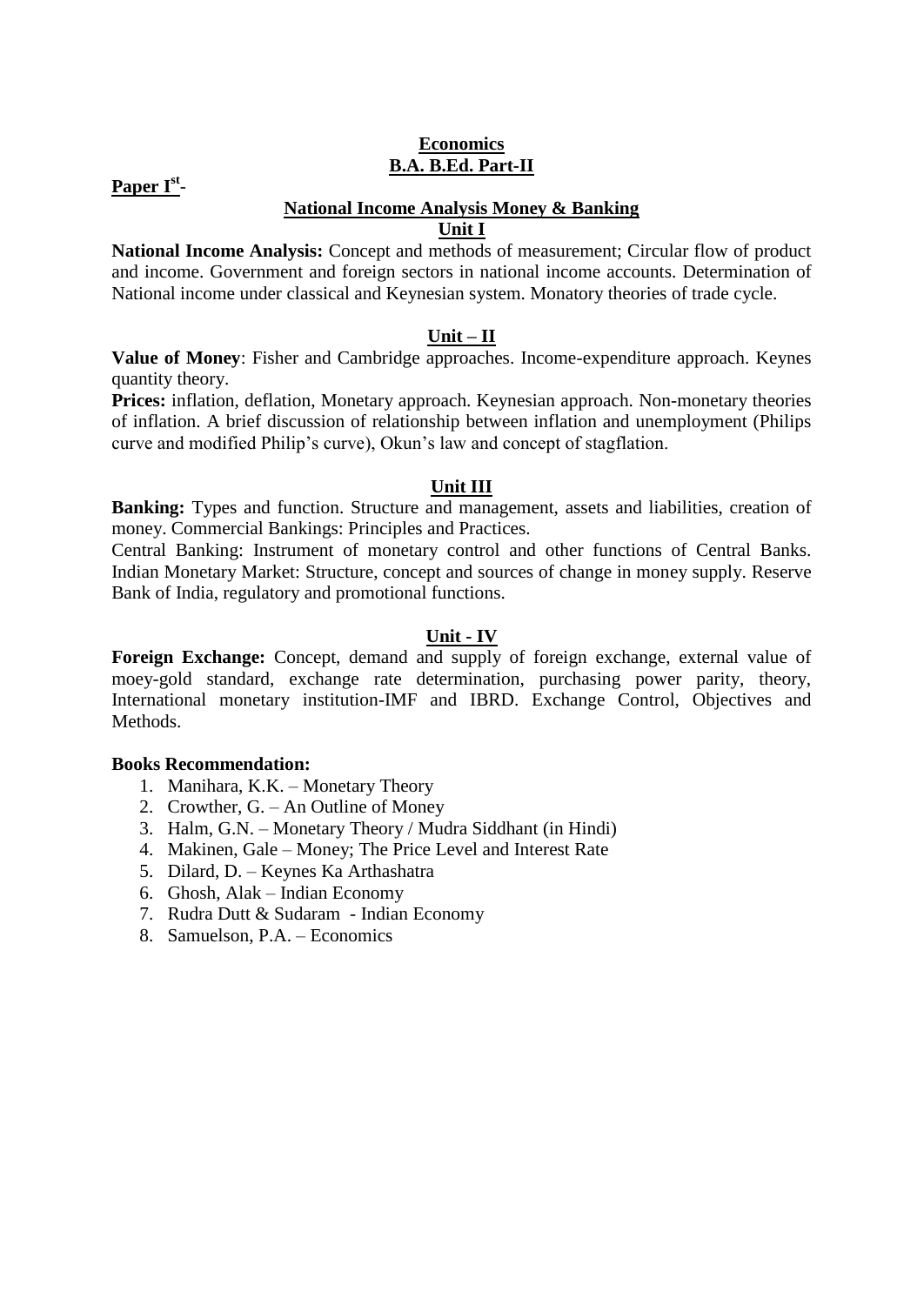## Economics
## B.A. B.Ed. Part-II

**Paper I$^{st}$-**

### National Income Analysis Money & Banking

#### Unit I

**National Income Analysis:** Concept and methods of measurement; Circular flow of product and income. Government and foreign sectors in national income accounts. Determination of National income under classical and Keynesian system. Monatory theories of trade cycle.

#### Unit – II

**Value of Money**: Fisher and Cambridge approaches. Income-expenditure approach. Keynes quantity theory.

**Prices:** inflation, deflation, Monetary approach. Keynesian approach. Non-monetary theories of inflation. A brief discussion of relationship between inflation and unemployment (Philips curve and modified Philip's curve), Okun's law and concept of stagflation.

#### Unit III

**Banking:** Types and function. Structure and management, assets and liabilities, creation of money. Commercial Bankings: Principles and Practices.

Central Banking: Instrument of monetary control and other functions of Central Banks. Indian Monetary Market: Structure, concept and sources of change in money supply. Reserve Bank of India, regulatory and promotional functions.

#### Unit - IV

**Foreign Exchange:** Concept, demand and supply of foreign exchange, external value of moey-gold standard, exchange rate determination, purchasing power parity, theory, International monetary institution-IMF and IBRD. Exchange Control, Objectives and Methods.

**Books Recommendation:**

1. Manihara, K.K. – Monetary Theory
2. Crowther, G. – An Outline of Money
3. Halm, G.N. – Monetary Theory / Mudra Siddhant (in Hindi)
4. Makinen, Gale – Money; The Price Level and Interest Rate
5. Dilard, D. – Keynes Ka Arthashatra
6. Ghosh, Alak – Indian Economy
7. Rudra Dutt & Sudaram - Indian Economy
8. Samuelson, P.A. – Economics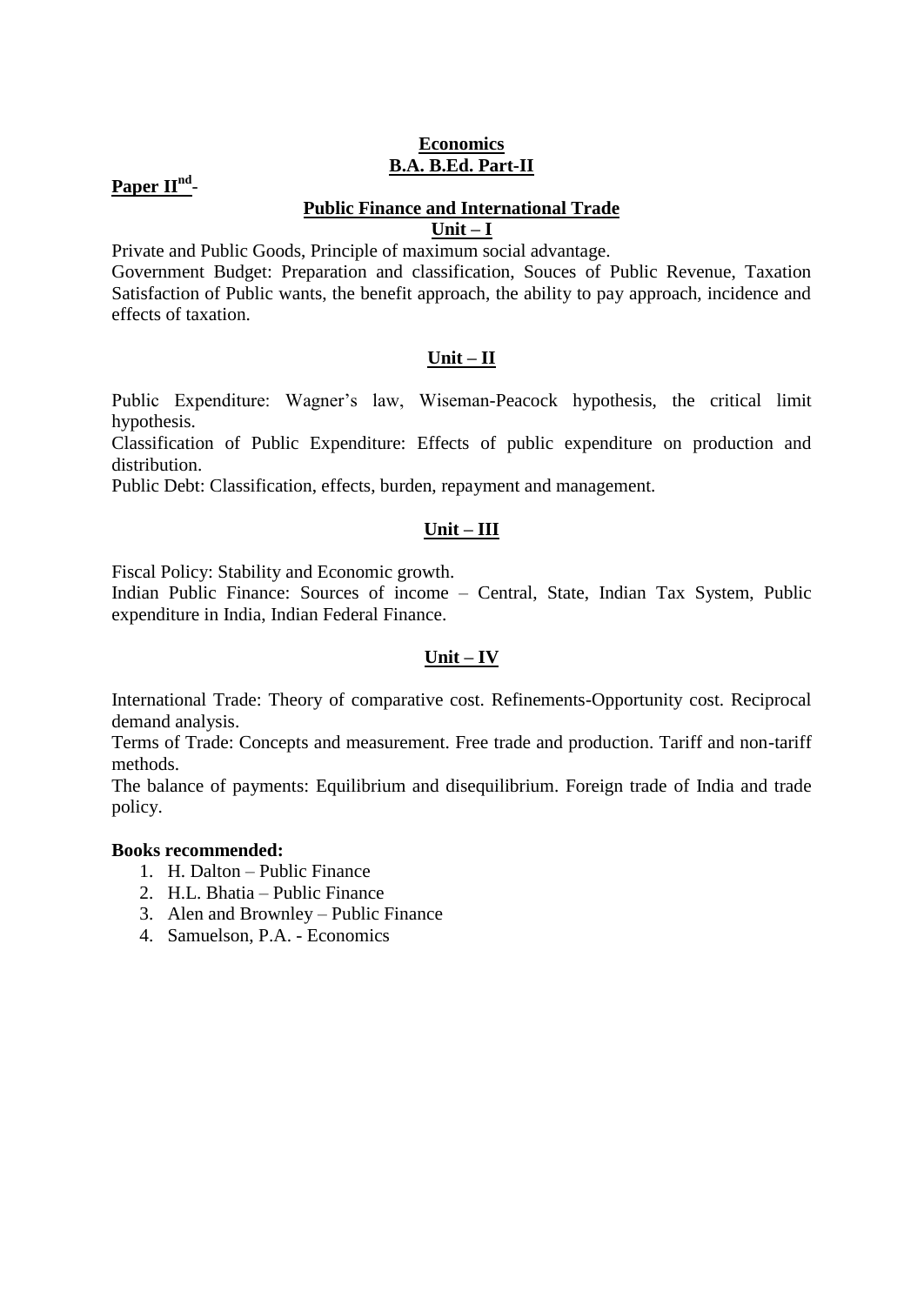**Economics**
**B.A. B.Ed. Part-II**

**Paper II[nd]-**

**Public Finance and International Trade**

**Unit – I**

Private and Public Goods, Principle of maximum social advantage.
Government Budget: Preparation and classification, Souces of Public Revenue, Taxation Satisfaction of Public wants, the benefit approach, the ability to pay approach, incidence and effects of taxation.

**Unit – II**

Public Expenditure: Wagner's law, Wiseman-Peacock hypothesis, the critical limit hypothesis.
Classification of Public Expenditure: Effects of public expenditure on production and distribution.
Public Debt: Classification, effects, burden, repayment and management.

**Unit – III**

Fiscal Policy: Stability and Economic growth.
Indian Public Finance: Sources of income – Central, State, Indian Tax System, Public expenditure in India, Indian Federal Finance.

**Unit – IV**

International Trade: Theory of comparative cost. Refinements-Opportunity cost. Reciprocal demand analysis.
Terms of Trade: Concepts and measurement. Free trade and production. Tariff and non-tariff methods.
The balance of payments: Equilibrium and disequilibrium. Foreign trade of India and trade policy.

**Books recommended:**

1. H. Dalton – Public Finance
2. H.L. Bhatia – Public Finance
3. Alen and Brownley – Public Finance
4. Samuelson, P.A. - Economics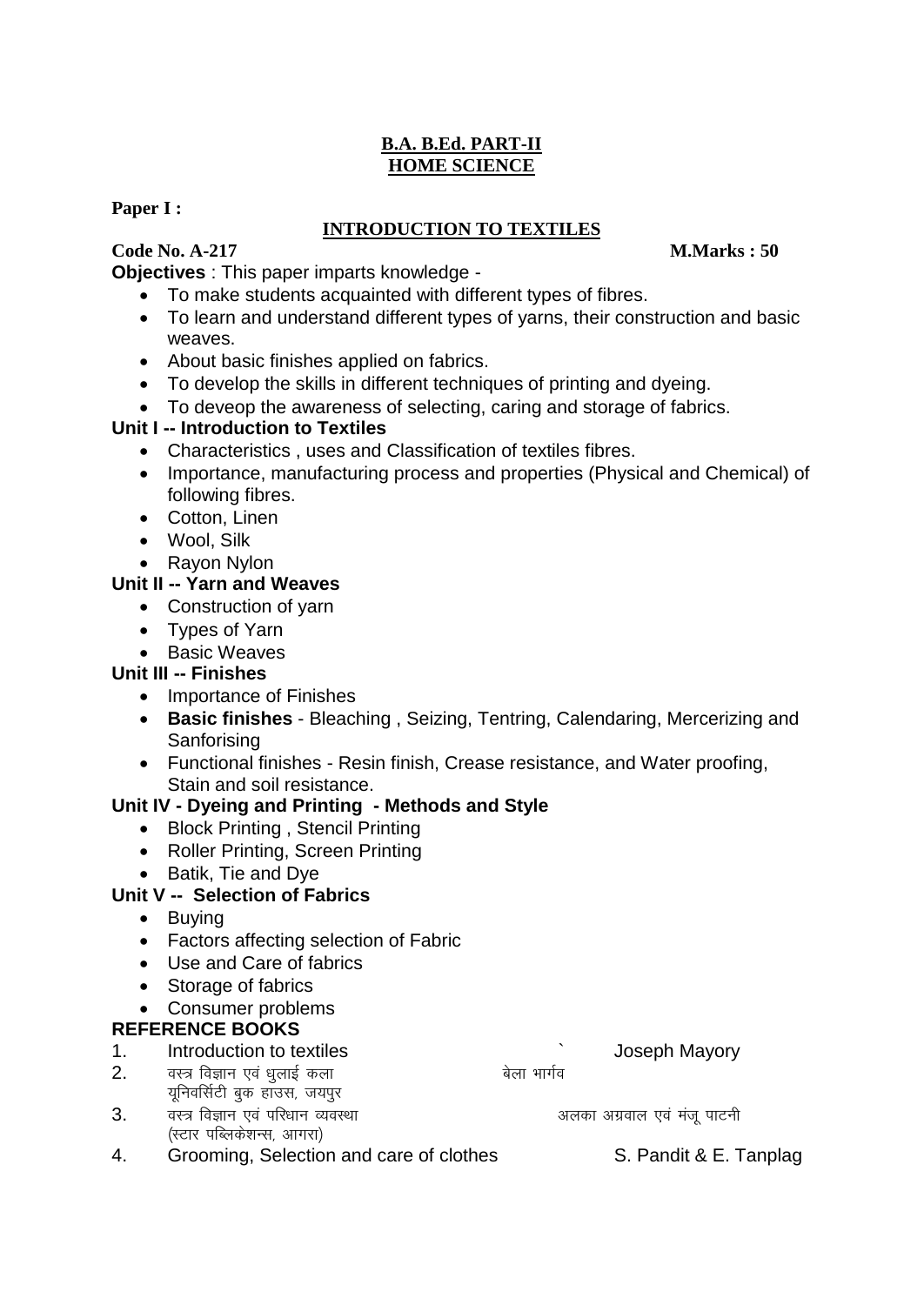**B.A. B.Ed. PART-II**
**HOME SCIENCE**

**Paper I :**

## INTRODUCTION TO TEXTILES

**Code No. A-217** **M.Marks : 50**

**Objectives** : This paper imparts knowledge -

- To make students acquainted with different types of fibres.
- To learn and understand different types of yarns, their construction and basic weaves.
- About basic finishes applied on fabrics.
- To develop the skills in different techniques of printing and dyeing.
- To deveop the awareness of selecting, caring and storage of fabrics.

### Unit I -- Introduction to Textiles

- Characteristics , uses and Classification of textiles fibres.
- Importance, manufacturing process and properties (Physical and Chemical) of following fibres.
- Cotton, Linen
- Wool, Silk
- Rayon Nylon

### Unit II -- Yarn and Weaves

- Construction of yarn
- Types of Yarn
- Basic Weaves

### Unit III -- Finishes

- Importance of Finishes
- **Basic finishes** - Bleaching , Seizing, Tentring, Calendaring, Mercerizing and Sanforising
- Functional finishes - Resin finish, Crease resistance, and Water proofing, Stain and soil resistance.

### Unit IV - Dyeing and Printing - Methods and Style

- Block Printing , Stencil Printing
- Roller Printing, Screen Printing
- Batik, Tie and Dye

### Unit V -- Selection of Fabrics

- Buying
- Factors affecting selection of Fabric
- Use and Care of fabrics
- Storage of fabrics
- Consumer problems

### REFERENCE BOOKS

1. Introduction to textiles ` Joseph Mayory
2. वस्त्र विज्ञान एवं धुलाई कला बेला भार्गव
   यूनिवर्सिटी बुक हाउस, जयपुर
3. वस्त्र विज्ञान एवं परिधान व्यवस्था अलका अग्रवाल एवं मंजू पाटनी
   (स्टार पब्लिकेशन्स, आगरा)
4. Grooming, Selection and care of clothes S. Pandit & E. Tanplag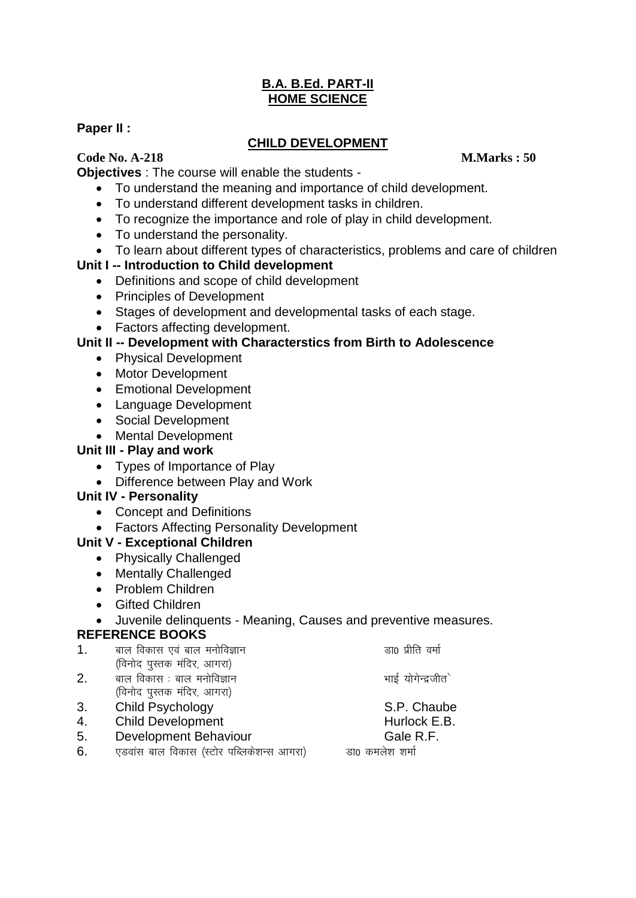**B.A. B.Ed. PART-II**
**HOME SCIENCE**

**Paper II :**

## CHILD DEVELOPMENT

**Code No. A-218** **M.Marks : 50**

**Objectives** : The course will enable the students -

- To understand the meaning and importance of child development.
- To understand different development tasks in children.
- To recognize the importance and role of play in child development.
- To understand the personality.
- To learn about different types of characteristics, problems and care of children

**Unit I -- Introduction to Child development**

- Definitions and scope of child development
- Principles of Development
- Stages of development and developmental tasks of each stage.
- Factors affecting development.

**Unit II -- Development with Characterstics from Birth to Adolescence**

- Physical Development
- Motor Development
- Emotional Development
- Language Development
- Social Development
- Mental Development

**Unit III - Play and work**

- Types of Importance of Play
- Difference between Play and Work

**Unit IV - Personality**

- Concept and Definitions
- Factors Affecting Personality Development

**Unit V - Exceptional Children**

- Physically Challenged
- Mentally Challenged
- Problem Children
- Gifted Children
- Juvenile delinquents - Meaning, Causes and preventive measures.

**REFERENCE BOOKS**

1. बाल विकास एवं बाल मनोविज्ञान (विनोद पुस्तक मंदिर, आगरा) — डा0 प्रीति वर्मा
2. बाल विकास : बाल मनोविज्ञान (विनोद पुस्तक मंदिर, आगरा) — भाई योगेन्द्रजीत
3. Child Psychology — S.P. Chaube
4. Child Development — Hurlock E.B.
5. Development Behaviour — Gale R.F.
6. एडवांस बाल विकास (स्टोर पब्लिकेशन्स आगरा) — डा0 कमलेश शर्मा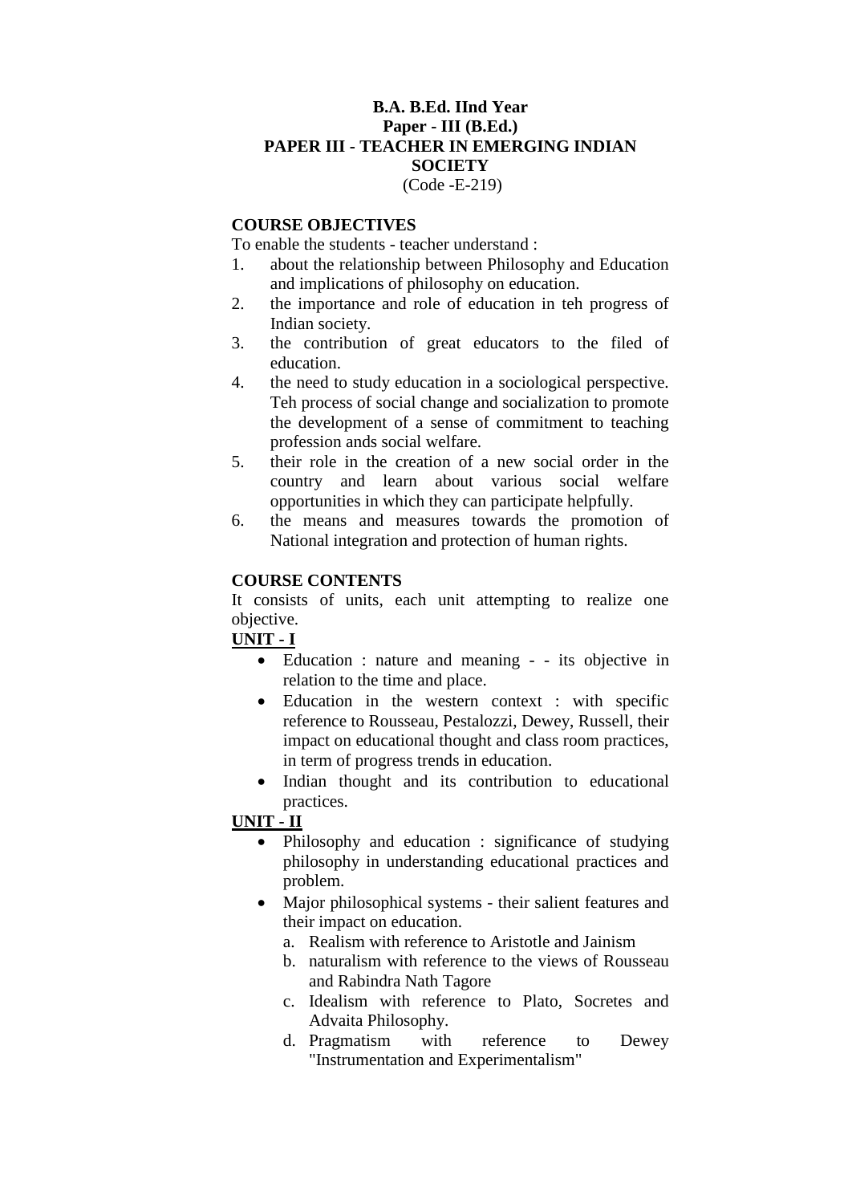**B.A. B.Ed. IInd Year**
**Paper - III (B.Ed.)**
**PAPER III - TEACHER IN EMERGING INDIAN SOCIETY**
(Code -E-219)

## COURSE OBJECTIVES

To enable the students - teacher understand :

1. about the relationship between Philosophy and Education and implications of philosophy on education.
2. the importance and role of education in teh progress of Indian society.
3. the contribution of great educators to the filed of education.
4. the need to study education in a sociological perspective. Teh process of social change and socialization to promote the development of a sense of commitment to teaching profession ands social welfare.
5. their role in the creation of a new social order in the country and learn about various social welfare opportunities in which they can participate helpfully.
6. the means and measures towards the promotion of National integration and protection of human rights.

## COURSE CONTENTS

It consists of units, each unit attempting to realize one objective.

**UNIT - I**

- Education : nature and meaning - - its objective in relation to the time and place.
- Education in the western context : with specific reference to Rousseau, Pestalozzi, Dewey, Russell, their impact on educational thought and class room practices, in term of progress trends in education.
- Indian thought and its contribution to educational practices.

**UNIT - II**

- Philosophy and education : significance of studying philosophy in understanding educational practices and problem.
- Major philosophical systems - their salient features and their impact on education.
  a. Realism with reference to Aristotle and Jainism
  b. naturalism with reference to the views of Rousseau and Rabindra Nath Tagore
  c. Idealism with reference to Plato, Socretes and Advaita Philosophy.
  d. Pragmatism with reference to Dewey "Instrumentation and Experimentalism"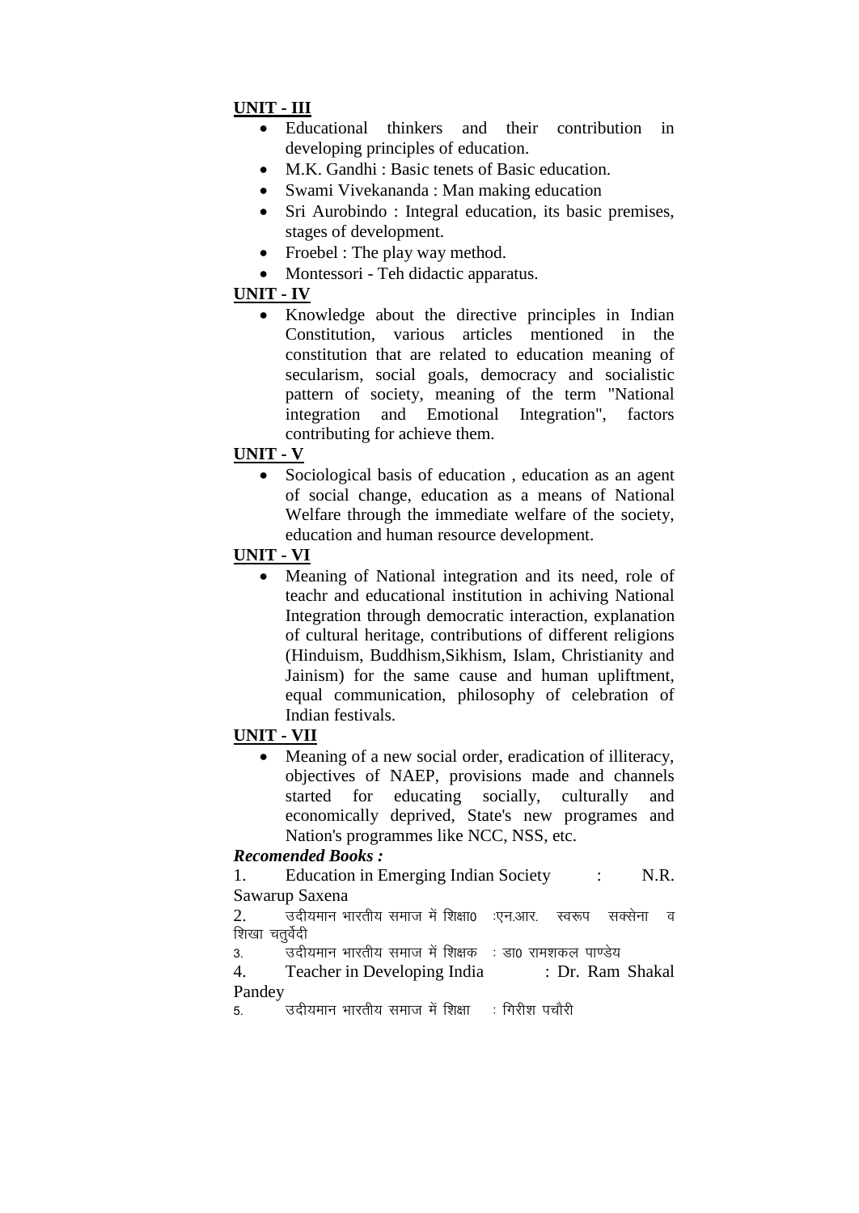**UNIT - III**

- Educational thinkers and their contribution in developing principles of education.
- M.K. Gandhi : Basic tenets of Basic education.
- Swami Vivekananda : Man making education
- Sri Aurobindo : Integral education, its basic premises, stages of development.
- Froebel : The play way method.
- Montessori - Teh didactic apparatus.

**UNIT - IV**

- Knowledge about the directive principles in Indian Constitution, various articles mentioned in the constitution that are related to education meaning of secularism, social goals, democracy and socialistic pattern of society, meaning of the term "National integration and Emotional Integration", factors contributing for achieve them.

**UNIT - V**

- Sociological basis of education , education as an agent of social change, education as a means of National Welfare through the immediate welfare of the society, education and human resource development.

**UNIT - VI**

- Meaning of National integration and its need, role of teachr and educational institution in achiving National Integration through democratic interaction, explanation of cultural heritage, contributions of different religions (Hinduism, Buddhism,Sikhism, Islam, Christianity and Jainism) for the same cause and human upliftment, equal communication, philosophy of celebration of Indian festivals.

**UNIT - VII**

- Meaning of a new social order, eradication of illiteracy, objectives of NAEP, provisions made and channels started for educating socially, culturally and economically deprived, State's new programes and Nation's programmes like NCC, NSS, etc.

***Recomended Books :***

1. Education in Emerging Indian Society : N.R. Sawarup Saxena
2. उदीयमान भारतीय समाज में शिक्षा0 :एन.आर. स्वरूप सक्सेना व शिखा चतुर्वेदी
3. उदीयमान भारतीय समाज में शिक्षक : डा0 रामशकल पाण्डेय
4. Teacher in Developing India : Dr. Ram Shakal Pandey
5. उदीयमान भारतीय समाज में शिक्षा : गिरीश पचौरी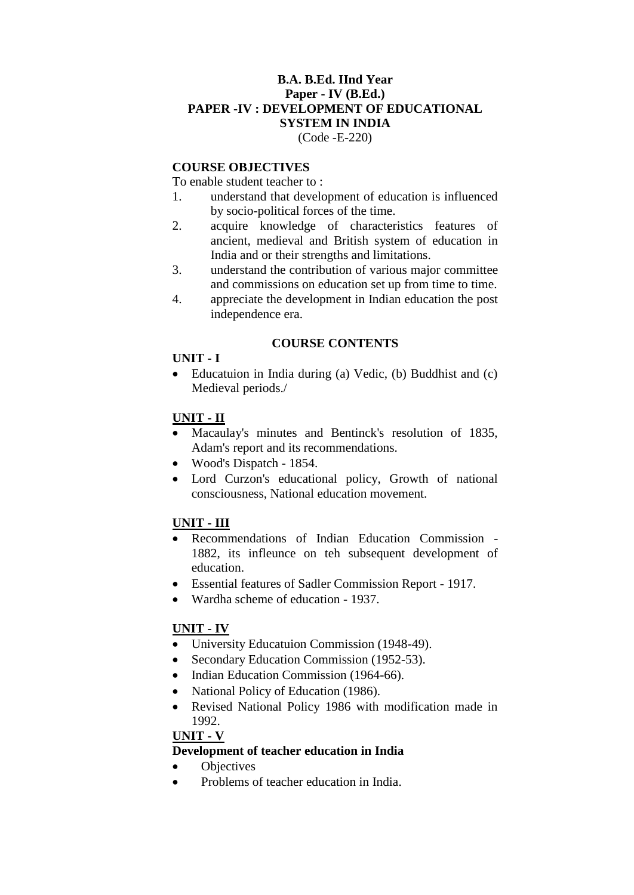**B.A. B.Ed. IInd Year**
**Paper - IV (B.Ed.)**
**PAPER -IV : DEVELOPMENT OF EDUCATIONAL SYSTEM IN INDIA**
(Code -E-220)

**COURSE OBJECTIVES**

To enable student teacher to :

1. understand that development of education is influenced by socio-political forces of the time.
2. acquire knowledge of characteristics features of ancient, medieval and British system of education in India and or their strengths and limitations.
3. understand the contribution of various major committee and commissions on education set up from time to time.
4. appreciate the development in Indian education the post independence era.

**COURSE CONTENTS**

**UNIT - I**

- Educatuion in India during (a) Vedic, (b) Buddhist and (c) Medieval periods./

**UNIT - II**

- Macaulay's minutes and Bentinck's resolution of 1835, Adam's report and its recommendations.
- Wood's Dispatch - 1854.
- Lord Curzon's educational policy, Growth of national consciousness, National education movement.

**UNIT - III**

- Recommendations of Indian Education Commission - 1882, its infleunce on teh subsequent development of education.
- Essential features of Sadler Commission Report - 1917.
- Wardha scheme of education - 1937.

**UNIT - IV**

- University Educatuion Commission (1948-49).
- Secondary Education Commission (1952-53).
- Indian Education Commission (1964-66).
- National Policy of Education (1986).
- Revised National Policy 1986 with modification made in 1992.

**UNIT - V**

**Development of teacher education in India**

- Objectives
- Problems of teacher education in India.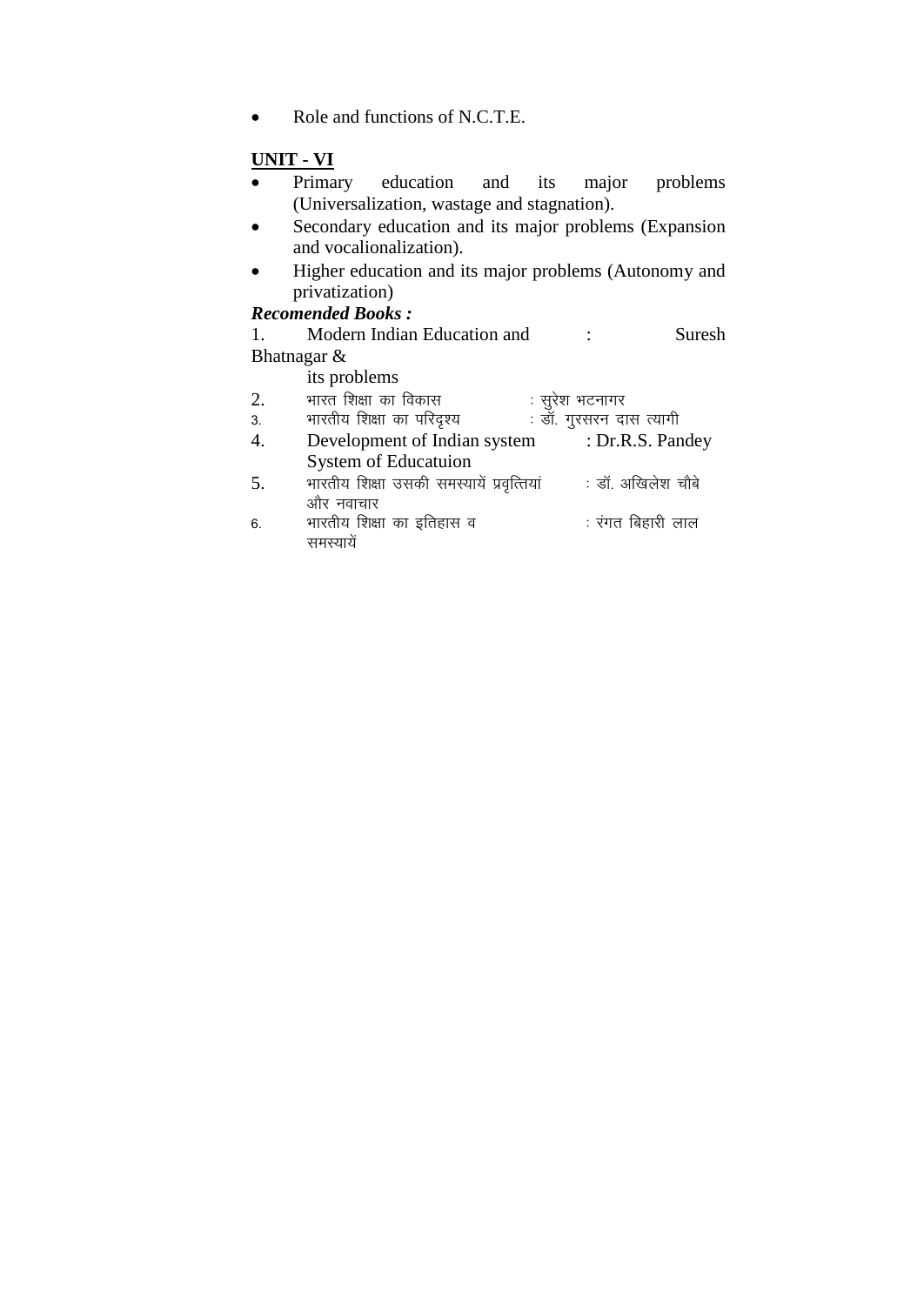- Role and functions of N.C.T.E.

**UNIT - VI**

- Primary education and its major problems (Universalization, wastage and stagnation).
- Secondary education and its major problems (Expansion and vocalionalization).
- Higher education and its major problems (Autonomy and privatization)

***Recomended Books :***

1. Modern Indian Education and its problems : Suresh Bhatnagar &
2. भारत शिक्षा का विकास : सुरेश भटनागर
3. भारतीय शिक्षा का परिदृश्य : डॉ. गुरसरन दास त्यागी
4. Development of Indian system System of Educatuion : Dr.R.S. Pandey
5. भारतीय शिक्षा उसकी समस्यायें प्रवृत्तियां और नवाचार : डॉ. अखिलेश चौबे
6. भारतीय शिक्षा का इतिहास व समस्यायें : रंगत बिहारी लाल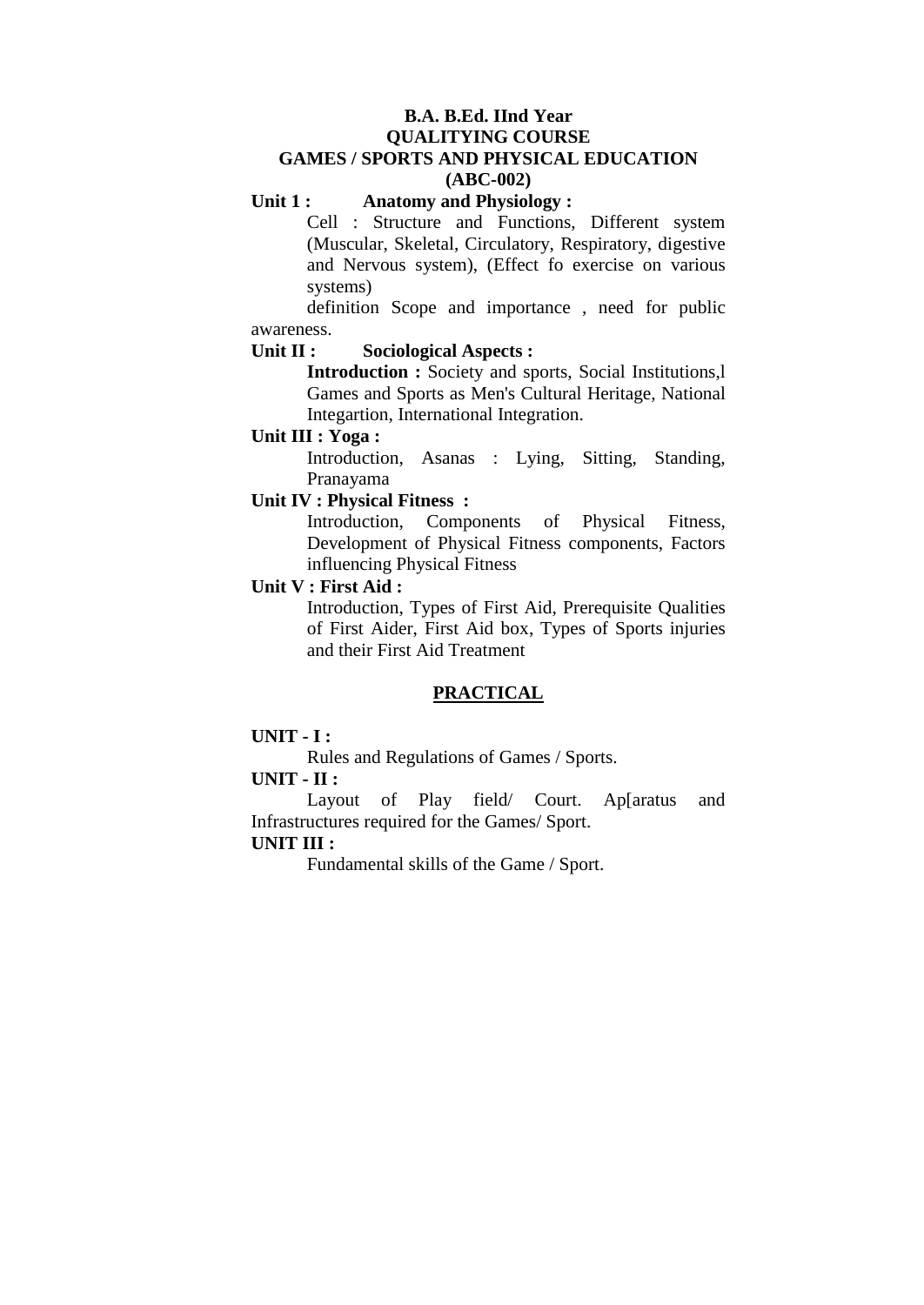**B.A. B.Ed. IInd Year**
**QUALITYING COURSE**
**GAMES / SPORTS AND PHYSICAL EDUCATION**
**(ABC-002)**

**Unit 1 : Anatomy and Physiology :**

Cell : Structure and Functions, Different system (Muscular, Skeletal, Circulatory, Respiratory, digestive and Nervous system), (Effect fo exercise on various systems)

definition Scope and importance , need for public awareness.

**Unit II : Sociological Aspects :**

**Introduction :** Society and sports, Social Institutions,l Games and Sports as Men's Cultural Heritage, National Integartion, International Integration.

**Unit III : Yoga :**

Introduction, Asanas : Lying, Sitting, Standing, Pranayama

**Unit IV : Physical Fitness :**

Introduction, Components of Physical Fitness, Development of Physical Fitness components, Factors influencing Physical Fitness

**Unit V : First Aid :**

Introduction, Types of First Aid, Prerequisite Qualities of First Aider, First Aid box, Types of Sports injuries and their First Aid Treatment

## PRACTICAL

**UNIT - I :**

Rules and Regulations of Games / Sports.

**UNIT - II :**

Layout of Play field/ Court. Ap[aratus and Infrastructures required for the Games/ Sport.

**UNIT III :**

Fundamental skills of the Game / Sport.